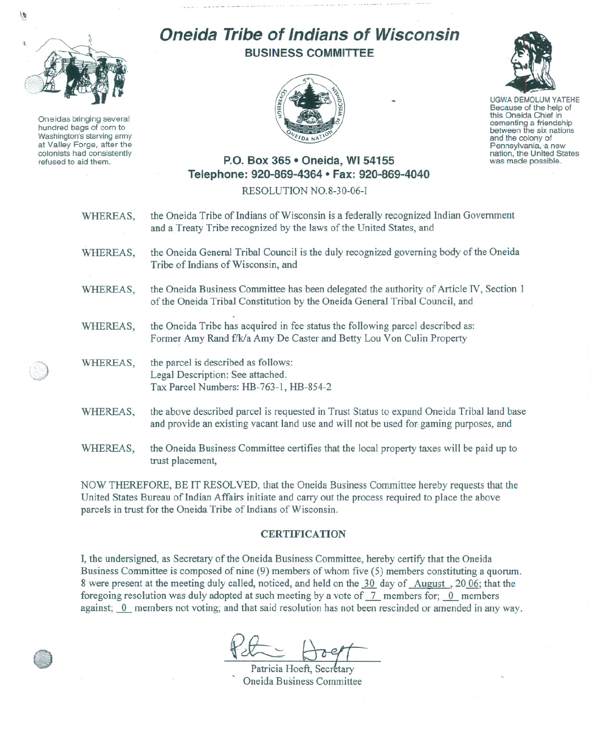# Oneida Tribe of Indians of Wisconsin

## BUSINESS COMMITTEE

Oneidas bringing several hundred bags of corn to Washington's starving army at Valley Forge, after the colonists had consistently refused to aid them.

UGWA DEMOLUM YATEHE
Because of the help of this Oneida Chief in cementing a friendship between the six nations and the colony of Pennsylvania, a new nation, the United States was made possible.

**P.O. Box 365 • Oneida, WI 54155**
**Telephone: 920-869-4364 • Fax: 920-869-4040**

RESOLUTION NO.8-30-06-I

WHEREAS, the Oneida Tribe of Indians of Wisconsin is a federally recognized Indian Government and a Treaty Tribe recognized by the laws of the United States, and

WHEREAS, the Oneida General Tribal Council is the duly recognized governing body of the Oneida Tribe of Indians of Wisconsin, and

WHEREAS, the Oneida Business Committee has been delegated the authority of Article IV, Section 1 of the Oneida Tribal Constitution by the Oneida General Tribal Council, and

WHEREAS, the Oneida Tribe has acquired in fee status the following parcel described as: Former Amy Rand f/k/a Amy De Caster and Betty Lou Von Culin Property

WHEREAS, the parcel is described as follows:
Legal Description: See attached.
Tax Parcel Numbers: HB-763-1, HB-854-2

WHEREAS, the above described parcel is requested in Trust Status to expand Oneida Tribal land base and provide an existing vacant land use and will not be used for gaming purposes, and

WHEREAS, the Oneida Business Committee certifies that the local property taxes will be paid up to trust placement,

NOW THEREFORE, BE IT RESOLVED, that the Oneida Business Committee hereby requests that the United States Bureau of Indian Affairs initiate and carry out the process required to place the above parcels in trust for the Oneida Tribe of Indians of Wisconsin.

### CERTIFICATION

I, the undersigned, as Secretary of the Oneida Business Committee, hereby certify that the Oneida Business Committee is composed of nine (9) members of whom five (5) members constituting a quorum. 8 were present at the meeting duly called, noticed, and held on the 30 day of August, 20 06; that the foregoing resolution was duly adopted at such meeting by a vote of 7 members for; 0 members against; 0 members not voting; and that said resolution has not been rescinded or amended in any way.

Patricia Hoeft, Secretary
Oneida Business Committee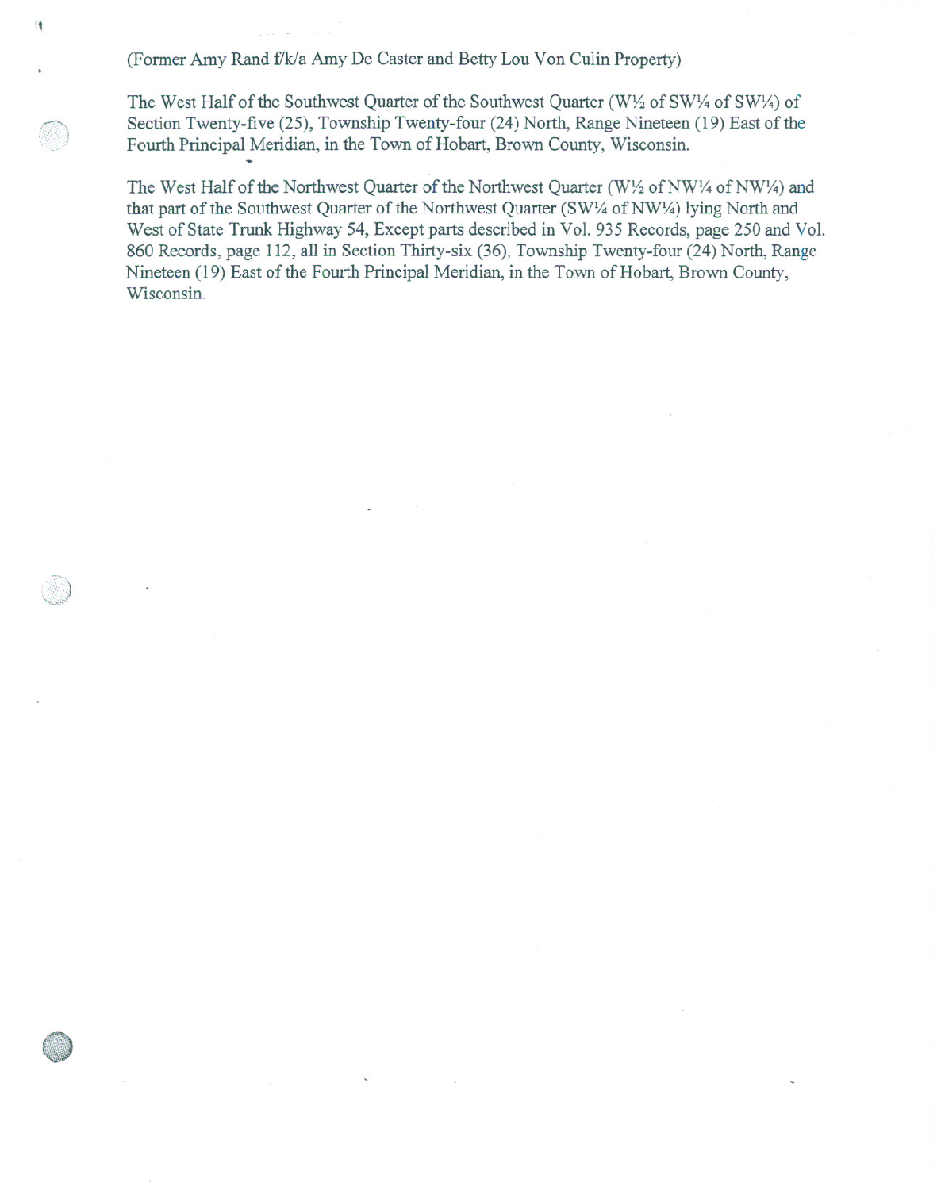(Former Amy Rand f/k/a Amy De Caster and Betty Lou Von Culin Property)

The West Half of the Southwest Quarter of the Southwest Quarter (W½ of SW¼ of SW¼) of Section Twenty-five (25), Township Twenty-four (24) North, Range Nineteen (19) East of the Fourth Principal Meridian, in the Town of Hobart, Brown County, Wisconsin.

The West Half of the Northwest Quarter of the Northwest Quarter (W½ of NW¼ of NW¼) and that part of the Southwest Quarter of the Northwest Quarter (SW¼ of NW¼) lying North and West of State Trunk Highway 54, Except parts described in Vol. 935 Records, page 250 and Vol. 860 Records, page 112, all in Section Thirty-six (36), Township Twenty-four (24) North, Range Nineteen (19) East of the Fourth Principal Meridian, in the Town of Hobart, Brown County, Wisconsin.